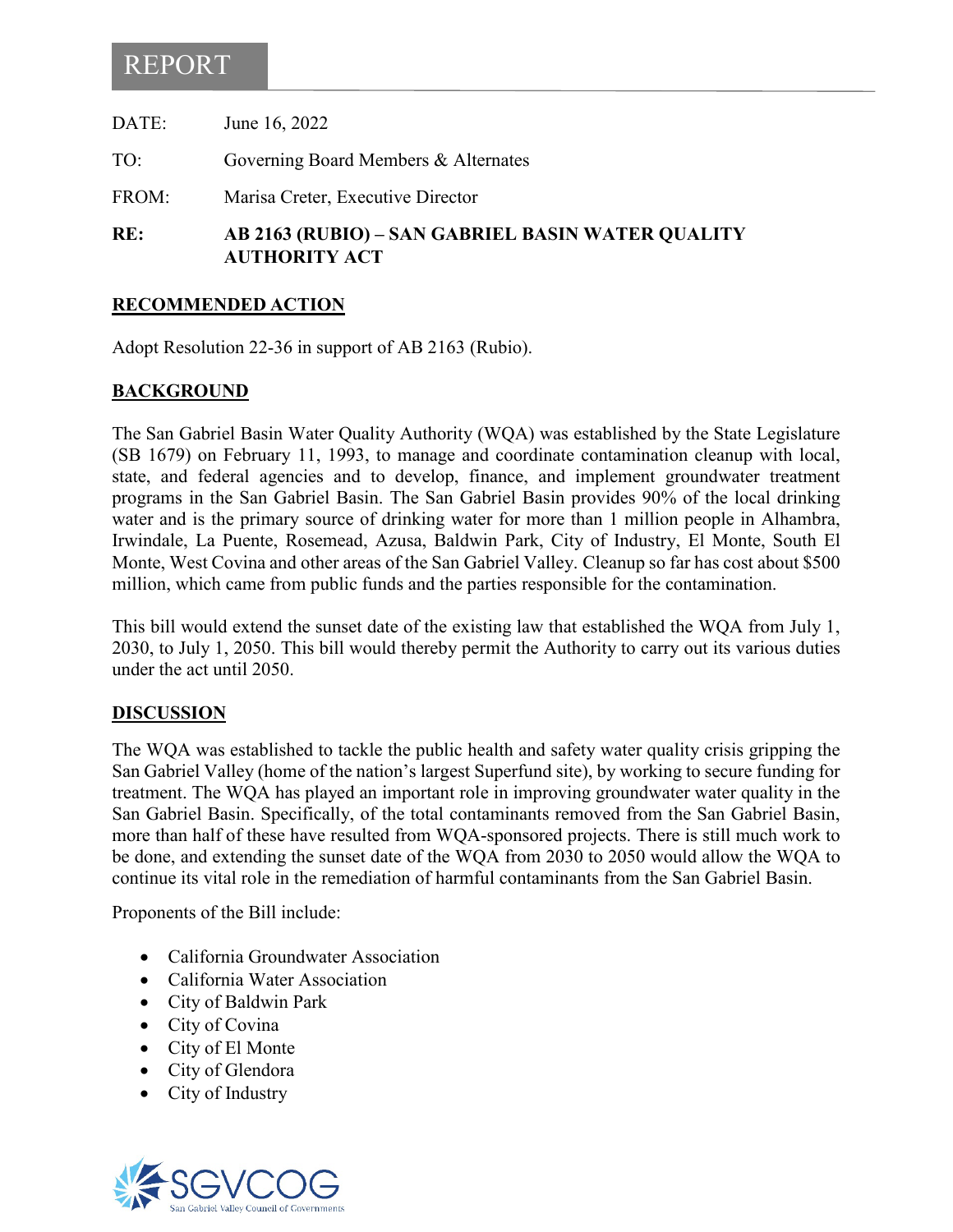# REPORT

DATE: June 16, 2022

TO: Governing Board Members & Alternates

FROM: Marisa Creter, Executive Director

**RE: AB 2163 (RUBIO) – SAN GABRIEL BASIN WATER QUALITY AUTHORITY ACT**

## RECOMMENDED ACTION

Adopt Resolution 22-36 in support of AB 2163 (Rubio).

## BACKGROUND

The San Gabriel Basin Water Quality Authority (WQA) was established by the State Legislature (SB 1679) on February 11, 1993, to manage and coordinate contamination cleanup with local, state, and federal agencies and to develop, finance, and implement groundwater treatment programs in the San Gabriel Basin. The San Gabriel Basin provides 90% of the local drinking water and is the primary source of drinking water for more than 1 million people in Alhambra, Irwindale, La Puente, Rosemead, Azusa, Baldwin Park, City of Industry, El Monte, South El Monte, West Covina and other areas of the San Gabriel Valley. Cleanup so far has cost about $500 million, which came from public funds and the parties responsible for the contamination.

This bill would extend the sunset date of the existing law that established the WQA from July 1, 2030, to July 1, 2050. This bill would thereby permit the Authority to carry out its various duties under the act until 2050.

## DISCUSSION

The WQA was established to tackle the public health and safety water quality crisis gripping the San Gabriel Valley (home of the nation's largest Superfund site), by working to secure funding for treatment. The WQA has played an important role in improving groundwater water quality in the San Gabriel Basin. Specifically, of the total contaminants removed from the San Gabriel Basin, more than half of these have resulted from WQA-sponsored projects. There is still much work to be done, and extending the sunset date of the WQA from 2030 to 2050 would allow the WQA to continue its vital role in the remediation of harmful contaminants from the San Gabriel Basin.

Proponents of the Bill include:

- California Groundwater Association
- California Water Association
- City of Baldwin Park
- City of Covina
- City of El Monte
- City of Glendora
- City of Industry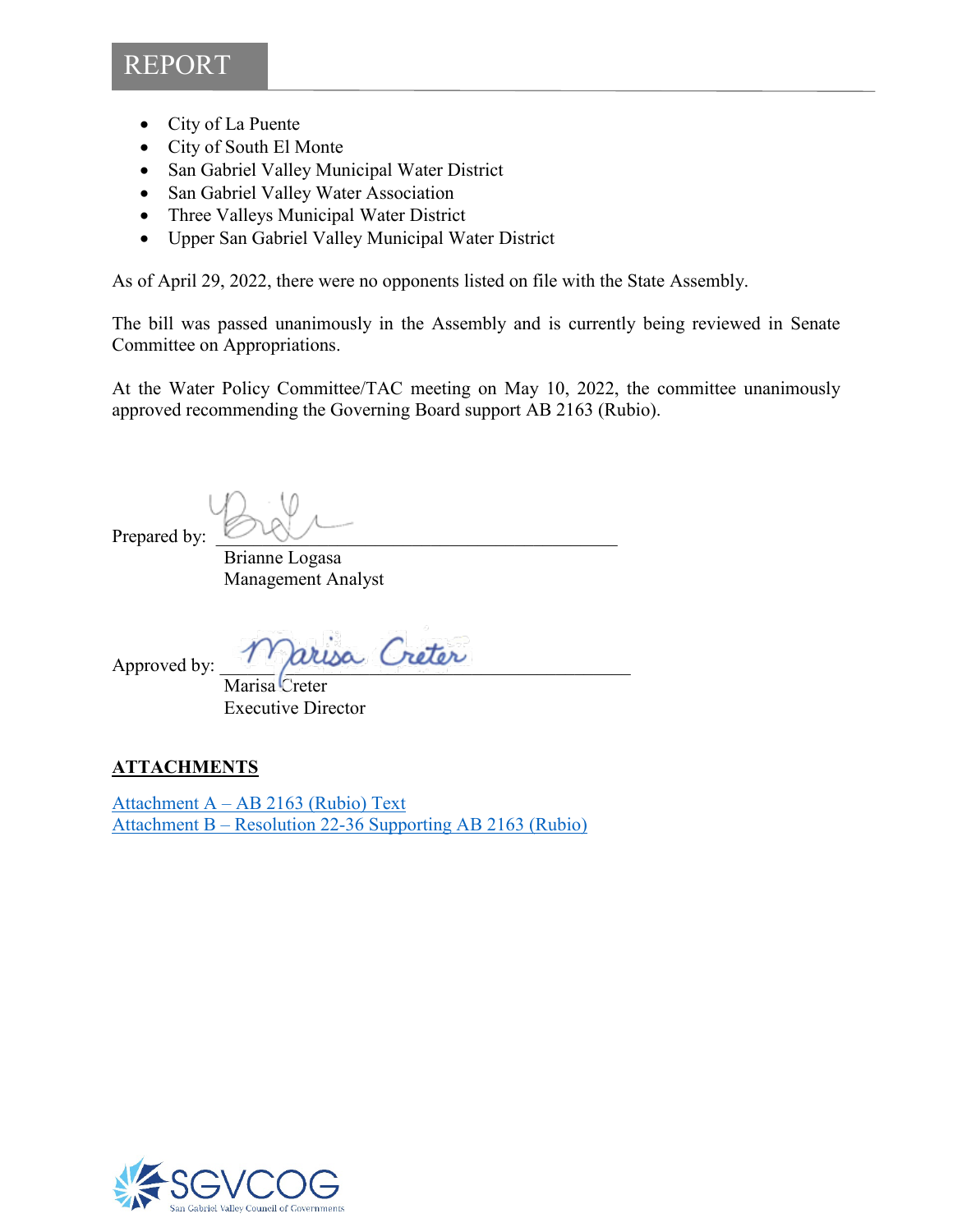- City of La Puente
- City of South El Monte
- San Gabriel Valley Municipal Water District
- San Gabriel Valley Water Association
- Three Valleys Municipal Water District
- Upper San Gabriel Valley Municipal Water District

As of April 29, 2022, there were no opponents listed on file with the State Assembly.

The bill was passed unanimously in the Assembly and is currently being reviewed in Senate Committee on Appropriations.

At the Water Policy Committee/TAC meeting on May 10, 2022, the committee unanimously approved recommending the Governing Board support AB 2163 (Rubio).

Prepared by: ____________________________
Brianne Logasa
Management Analyst

Approved by: ____________________________
Marisa Creter
Executive Director

**ATTACHMENTS**

[Attachment A – AB 2163 (Rubio) Text]
[Attachment B – Resolution 22-36 Supporting AB 2163 (Rubio)]